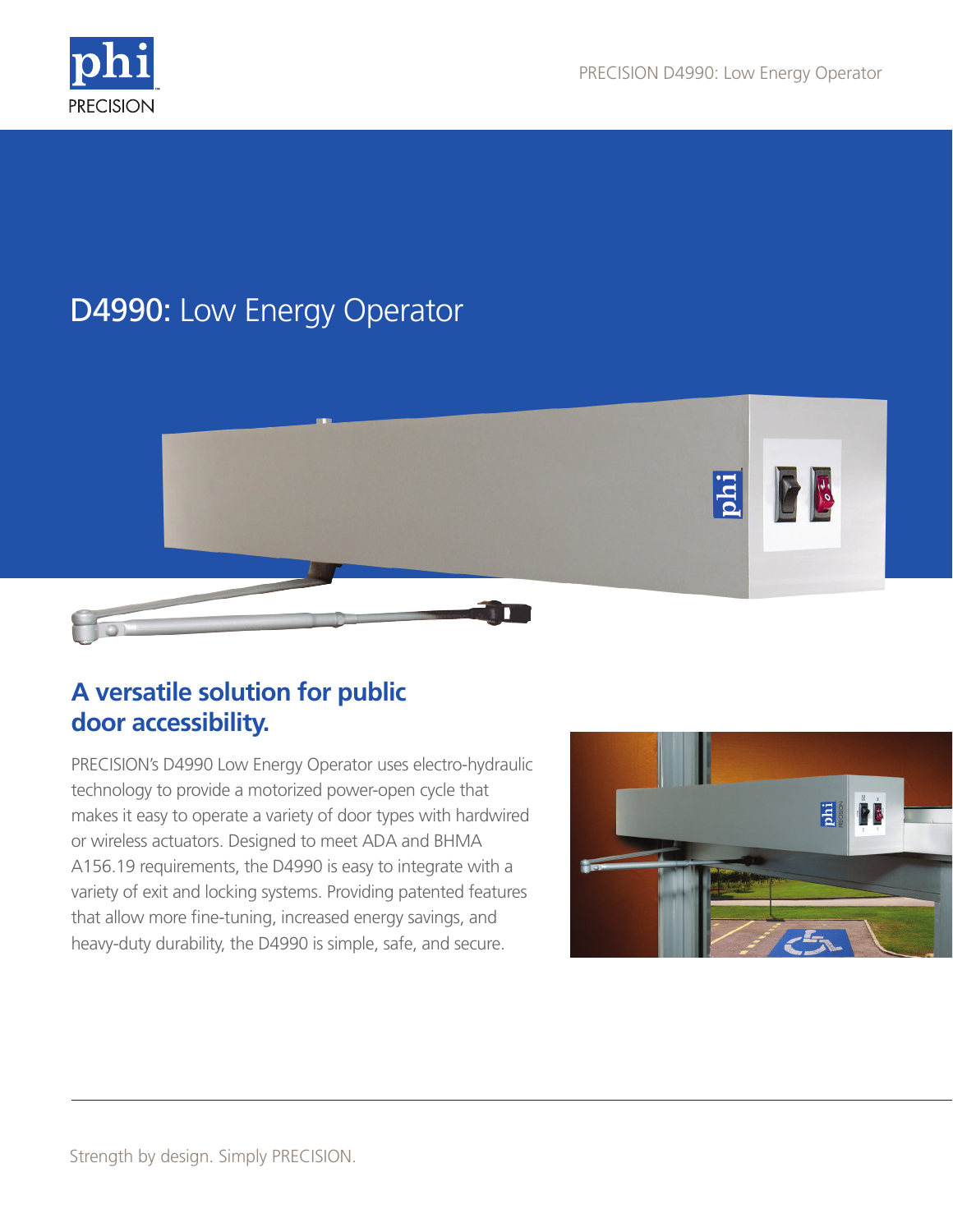# D4990: Low Energy Operator

## A versatile solution for public door accessibility.

PRECISION's D4990 Low Energy Operator uses electro-hydraulic technology to provide a motorized power-open cycle that makes it easy to operate a variety of door types with hardwired or wireless actuators. Designed to meet ADA and BHMA A156.19 requirements, the D4990 is easy to integrate with a variety of exit and locking systems. Providing patented features that allow more fine-tuning, increased energy savings, and heavy-duty durability, the D4990 is simple, safe, and secure.

Strength by design. Simply PRECISION.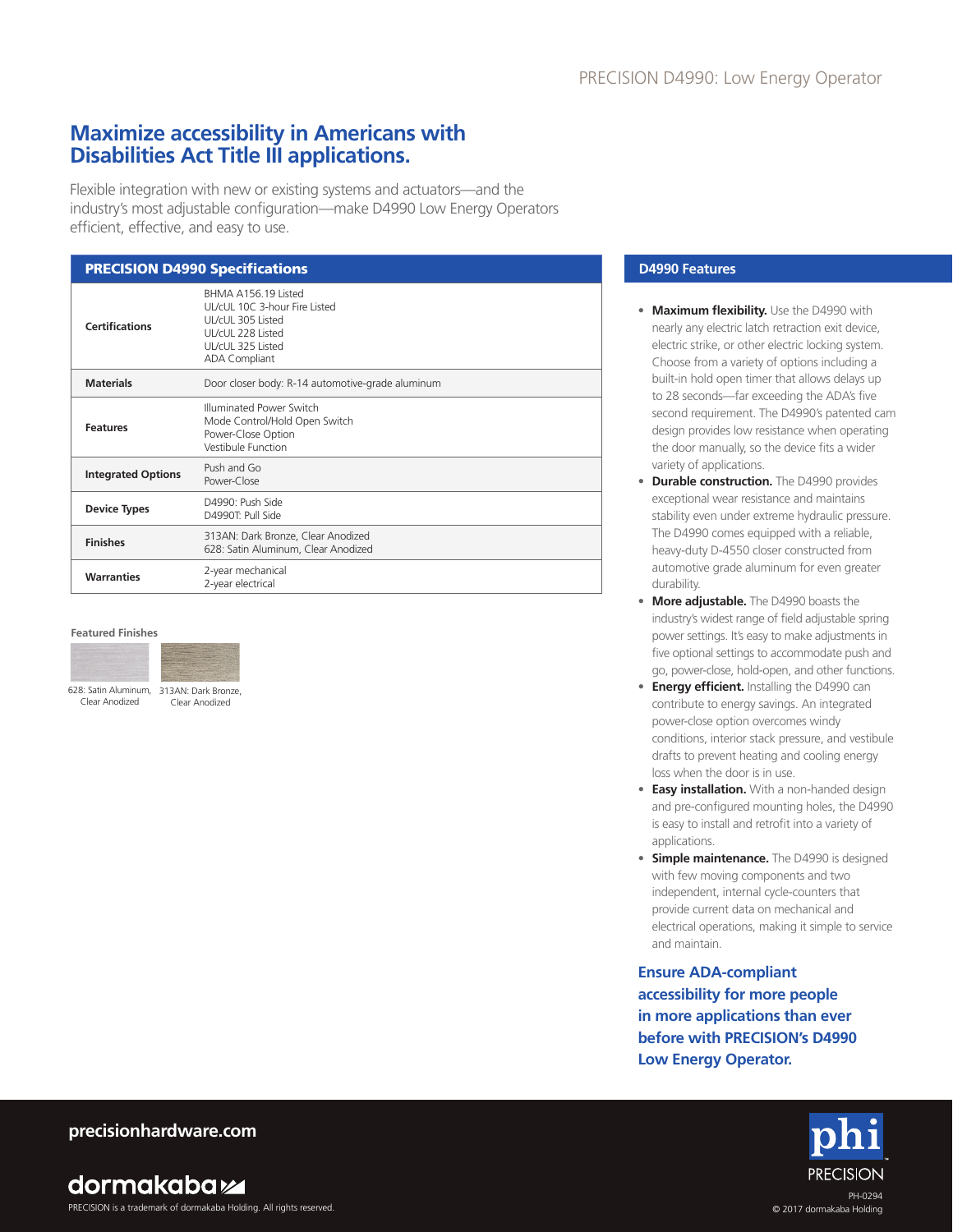# Maximize accessibility in Americans with Disabilities Act Title III applications.

Flexible integration with new or existing systems and actuators—and the industry's most adjustable configuration—make D4990 Low Energy Operators efficient, effective, and easy to use.

| PRECISION D4990 Specifications | |
|---|---|
| **Certifications** | BHMA A156.19 Listed<br>UL/cUL 10C 3-hour Fire Listed<br>UL/cUL 305 Listed<br>UL/cUL 228 Listed<br>UL/cUL 325 Listed<br>ADA Compliant |
| **Materials** | Door closer body: R-14 automotive-grade aluminum |
| **Features** | Illuminated Power Switch<br>Mode Control/Hold Open Switch<br>Power-Close Option<br>Vestibule Function |
| **Integrated Options** | Push and Go<br>Power-Close |
| **Device Types** | D4990: Push Side<br>D4990T: Pull Side |
| **Finishes** | 313AN: Dark Bronze, Clear Anodized<br>628: Satin Aluminum, Clear Anodized |
| **Warranties** | 2-year mechanical<br>2-year electrical |

**Featured Finishes**

628: Satin Aluminum, Clear Anodized

313AN: Dark Bronze, Clear Anodized

## D4990 Features

- **Maximum flexibility.** Use the D4990 with nearly any electric latch retraction exit device, electric strike, or other electric locking system. Choose from a variety of options including a built-in hold open timer that allows delays up to 28 seconds—far exceeding the ADA's five second requirement. The D4990's patented cam design provides low resistance when operating the door manually, so the device fits a wider variety of applications.
- **Durable construction.** The D4990 provides exceptional wear resistance and maintains stability even under extreme hydraulic pressure. The D4990 comes equipped with a reliable, heavy-duty D-4550 closer constructed from automotive grade aluminum for even greater durability.
- **More adjustable.** The D4990 boasts the industry's widest range of field adjustable spring power settings. It's easy to make adjustments in five optional settings to accommodate push and go, power-close, hold-open, and other functions.
- **Energy efficient.** Installing the D4990 can contribute to energy savings. An integrated power-close option overcomes windy conditions, interior stack pressure, and vestibule drafts to prevent heating and cooling energy loss when the door is in use.
- **Easy installation.** With a non-handed design and pre-configured mounting holes, the D4990 is easy to install and retrofit into a variety of applications.
- **Simple maintenance.** The D4990 is designed with few moving components and two independent, internal cycle-counters that provide current data on mechanical and electrical operations, making it simple to service and maintain.

**Ensure ADA-compliant accessibility for more people in more applications than ever before with PRECISION's D4990 Low Energy Operator.**

**precisionhardware.com**

dormakaba

PRECISION is a trademark of dormakaba Holding. All rights reserved.

phi PRECISION

PH-0294

© 2017 dormakaba Holding